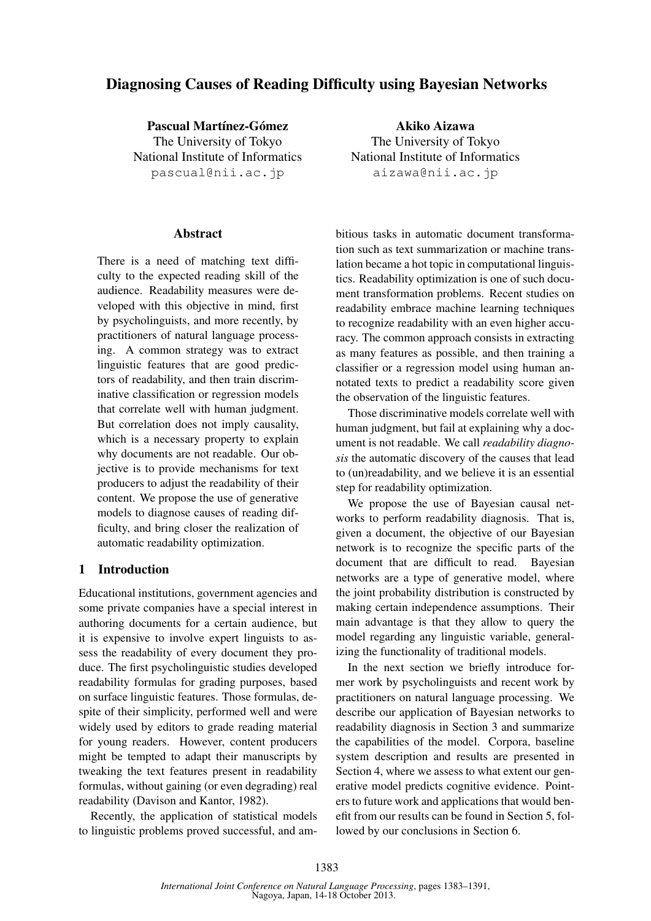# Diagnosing Causes of Reading Difficulty using Bayesian Networks

**Pascual Martínez-Gómez**
The University of Tokyo
National Institute of Informatics
pascual@nii.ac.jp

**Akiko Aizawa**
The University of Tokyo
National Institute of Informatics
aizawa@nii.ac.jp

## Abstract

There is a need of matching text difficulty to the expected reading skill of the audience. Readability measures were developed with this objective in mind, first by psycholinguists, and more recently, by practitioners of natural language processing. A common strategy was to extract linguistic features that are good predictors of readability, and then train discriminative classification or regression models that correlate well with human judgment. But correlation does not imply causality, which is a necessary property to explain why documents are not readable. Our objective is to provide mechanisms for text producers to adjust the readability of their content. We propose the use of generative models to diagnose causes of reading difficulty, and bring closer the realization of automatic readability optimization.

## 1 Introduction

Educational institutions, government agencies and some private companies have a special interest in authoring documents for a certain audience, but it is expensive to involve expert linguists to assess the readability of every document they produce. The first psycholinguistic studies developed readability formulas for grading purposes, based on surface linguistic features. Those formulas, despite of their simplicity, performed well and were widely used by editors to grade reading material for young readers. However, content producers might be tempted to adapt their manuscripts by tweaking the text features present in readability formulas, without gaining (or even degrading) real readability (Davison and Kantor, 1982).

Recently, the application of statistical models to linguistic problems proved successful, and ambitious tasks in automatic document transformation such as text summarization or machine translation became a hot topic in computational linguistics. Readability optimization is one of such document transformation problems. Recent studies on readability embrace machine learning techniques to recognize readability with an even higher accuracy. The common approach consists in extracting as many features as possible, and then training a classifier or a regression model using human annotated texts to predict a readability score given the observation of the linguistic features.

Those discriminative models correlate well with human judgment, but fail at explaining why a document is not readable. We call *readability diagnosis* the automatic discovery of the causes that lead to (un)readability, and we believe it is an essential step for readability optimization.

We propose the use of Bayesian causal networks to perform readability diagnosis. That is, given a document, the objective of our Bayesian network is to recognize the specific parts of the document that are difficult to read. Bayesian networks are a type of generative model, where the joint probability distribution is constructed by making certain independence assumptions. Their main advantage is that they allow to query the model regarding any linguistic variable, generalizing the functionality of traditional models.

In the next section we briefly introduce former work by psycholinguists and recent work by practitioners on natural language processing. We describe our application of Bayesian networks to readability diagnosis in Section 3 and summarize the capabilities of the model. Corpora, baseline system description and results are presented in Section 4, where we assess to what extent our generative model predicts cognitive evidence. Pointers to future work and applications that would benefit from our results can be found in Section 5, followed by our conclusions in Section 6.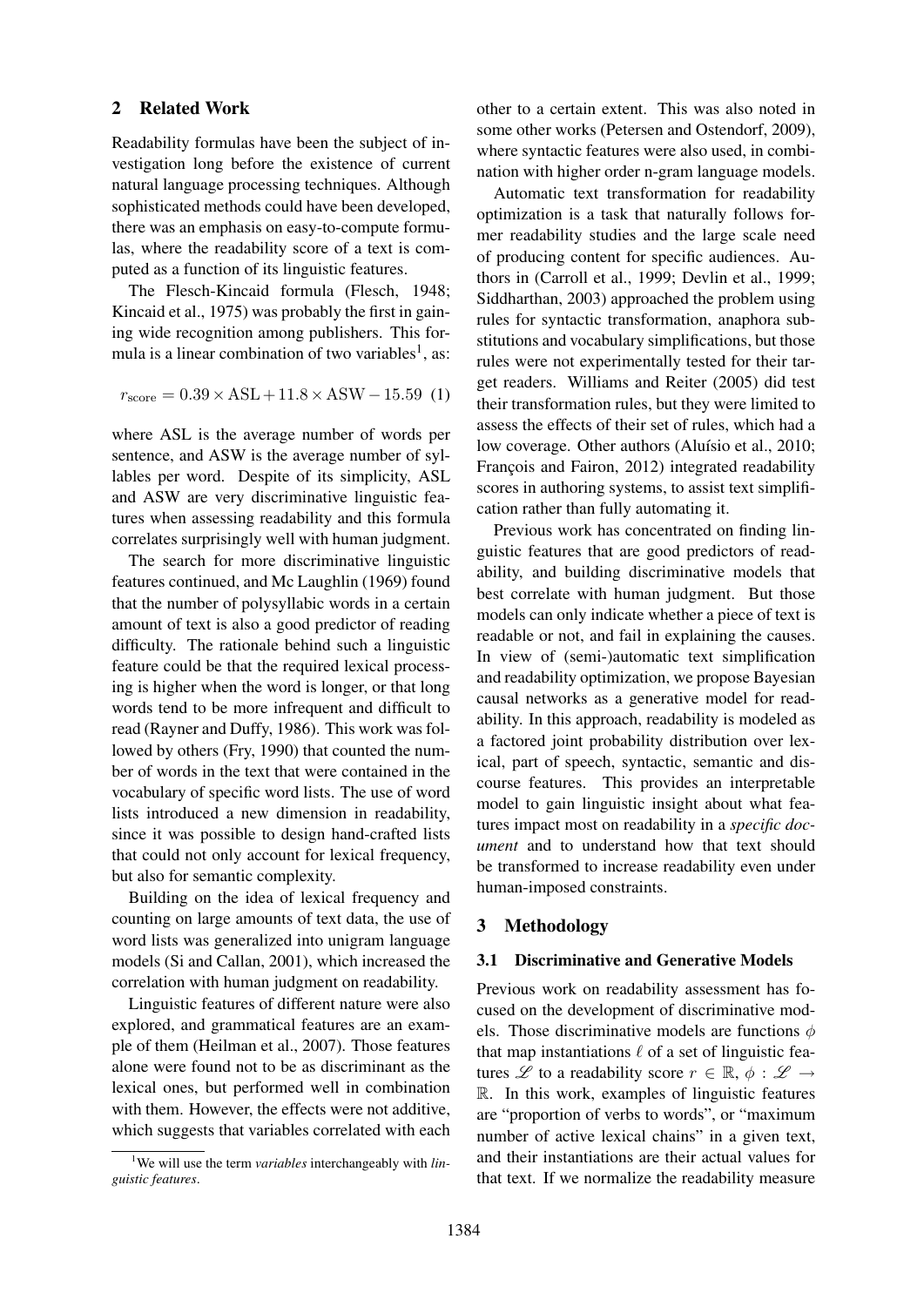## 2 Related Work

Readability formulas have been the subject of investigation long before the existence of current natural language processing techniques. Although sophisticated methods could have been developed, there was an emphasis on easy-to-compute formulas, where the readability score of a text is computed as a function of its linguistic features.

The Flesch-Kincaid formula (Flesch, 1948; Kincaid et al., 1975) was probably the first in gaining wide recognition among publishers. This formula is a linear combination of two variables[1], as:

$$r_{\text{score}} = 0.39 \times \text{ASL} + 11.8 \times \text{ASW} - 15.59 \quad (1)$$

where ASL is the average number of words per sentence, and ASW is the average number of syllables per word. Despite of its simplicity, ASL and ASW are very discriminative linguistic features when assessing readability and this formula correlates surprisingly well with human judgment.

The search for more discriminative linguistic features continued, and Mc Laughlin (1969) found that the number of polysyllabic words in a certain amount of text is also a good predictor of reading difficulty. The rationale behind such a linguistic feature could be that the required lexical processing is higher when the word is longer, or that long words tend to be more infrequent and difficult to read (Rayner and Duffy, 1986). This work was followed by others (Fry, 1990) that counted the number of words in the text that were contained in the vocabulary of specific word lists. The use of word lists introduced a new dimension in readability, since it was possible to design hand-crafted lists that could not only account for lexical frequency, but also for semantic complexity.

Building on the idea of lexical frequency and counting on large amounts of text data, the use of word lists was generalized into unigram language models (Si and Callan, 2001), which increased the correlation with human judgment on readability.

Linguistic features of different nature were also explored, and grammatical features are an example of them (Heilman et al., 2007). Those features alone were found not to be as discriminant as the lexical ones, but performed well in combination with them. However, the effects were not additive, which suggests that variables correlated with each other to a certain extent. This was also noted in some other works (Petersen and Ostendorf, 2009), where syntactic features were also used, in combination with higher order n-gram language models.

Automatic text transformation for readability optimization is a task that naturally follows former readability studies and the large scale need of producing content for specific audiences. Authors in (Carroll et al., 1999; Devlin et al., 1999; Siddharthan, 2003) approached the problem using rules for syntactic transformation, anaphora substitutions and vocabulary simplifications, but those rules were not experimentally tested for their target readers. Williams and Reiter (2005) did test their transformation rules, but they were limited to assess the effects of their set of rules, which had a low coverage. Other authors (Aluísio et al., 2010; François and Fairon, 2012) integrated readability scores in authoring systems, to assist text simplification rather than fully automating it.

Previous work has concentrated on finding linguistic features that are good predictors of readability, and building discriminative models that best correlate with human judgment. But those models can only indicate whether a piece of text is readable or not, and fail in explaining the causes. In view of (semi-)automatic text simplification and readability optimization, we propose Bayesian causal networks as a generative model for readability. In this approach, readability is modeled as a factored joint probability distribution over lexical, part of speech, syntactic, semantic and discourse features. This provides an interpretable model to gain linguistic insight about what features impact most on readability in a *specific document* and to understand how that text should be transformed to increase readability even under human-imposed constraints.

## 3 Methodology

### 3.1 Discriminative and Generative Models

Previous work on readability assessment has focused on the development of discriminative models. Those discriminative models are functions $\phi$ that map instantiations $\ell$ of a set of linguistic features $\mathscr{L}$ to a readability score $r \in \mathbb{R}$, $\phi : \mathscr{L} \rightarrow \mathbb{R}$. In this work, examples of linguistic features are "proportion of verbs to words", or "maximum number of active lexical chains" in a given text, and their instantiations are their actual values for that text. If we normalize the readability measure

[1] We will use the term *variables* interchangeably with *linguistic features*.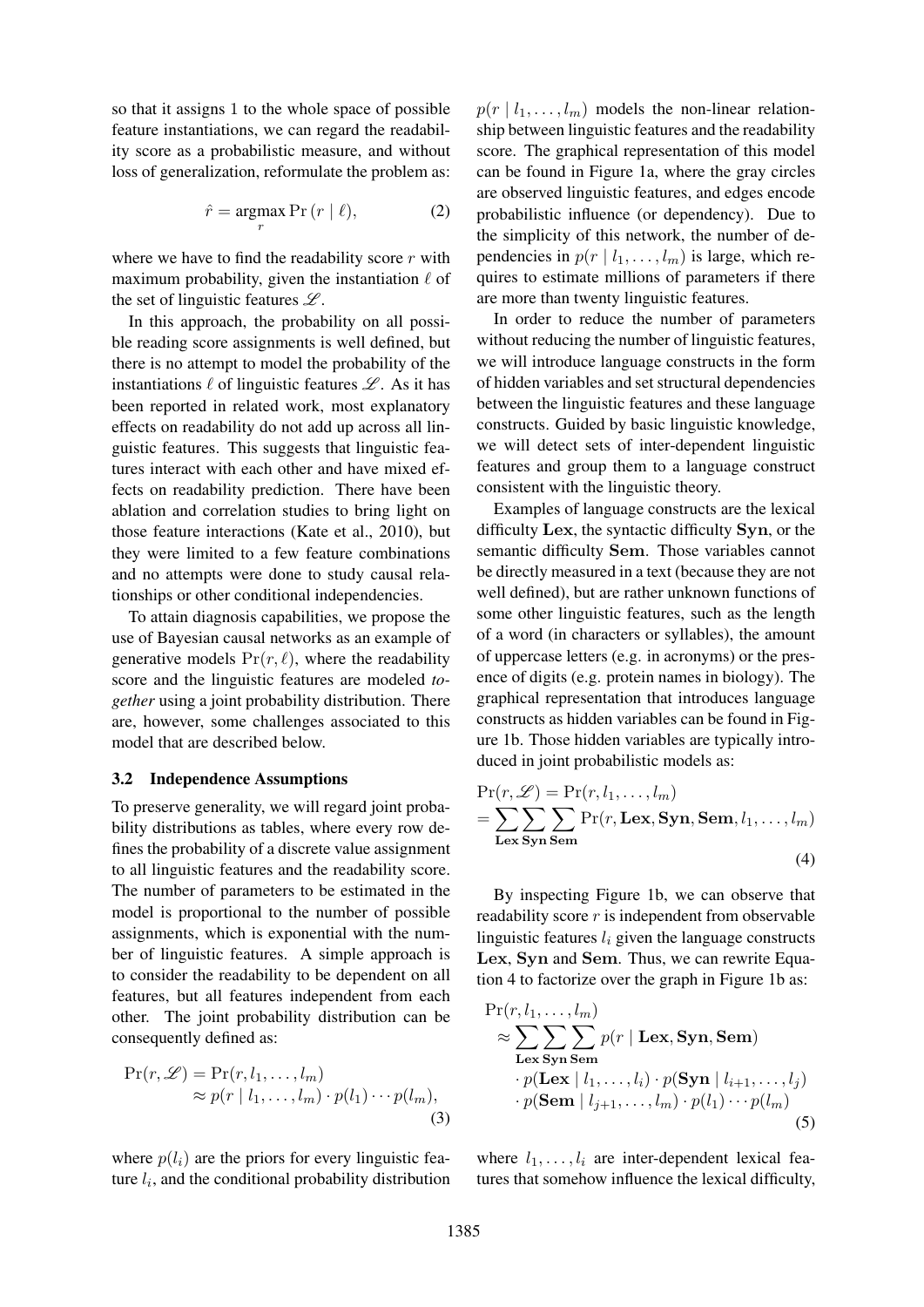so that it assigns 1 to the whole space of possible feature instantiations, we can regard the readability score as a probabilistic measure, and without loss of generalization, reformulate the problem as:

$$\hat{r} = \underset{r}{\text{argmax}} \Pr(r \mid \ell), \tag{2}$$

where we have to find the readability score $r$ with maximum probability, given the instantiation $\ell$ of the set of linguistic features $\mathscr{L}$.

In this approach, the probability on all possible reading score assignments is well defined, but there is no attempt to model the probability of the instantiations $\ell$ of linguistic features $\mathscr{L}$. As it has been reported in related work, most explanatory effects on readability do not add up across all linguistic features. This suggests that linguistic features interact with each other and have mixed effects on readability prediction. There have been ablation and correlation studies to bring light on those feature interactions (Kate et al., 2010), but they were limited to a few feature combinations and no attempts were done to study causal relationships or other conditional independencies.

To attain diagnosis capabilities, we propose the use of Bayesian causal networks as an example of generative models $\Pr(r, \ell)$, where the readability score and the linguistic features are modeled *together* using a joint probability distribution. There are, however, some challenges associated to this model that are described below.

### 3.2 Independence Assumptions

To preserve generality, we will regard joint probability distributions as tables, where every row defines the probability of a discrete value assignment to all linguistic features and the readability score. The number of parameters to be estimated in the model is proportional to the number of possible assignments, which is exponential with the number of linguistic features. A simple approach is to consider the readability to be dependent on all features, but all features independent from each other. The joint probability distribution can be consequently defined as:

$$\begin{aligned}\Pr(r, \mathscr{L}) &= \Pr(r, l_1, \ldots, l_m) \\ &\approx p(r \mid l_1, \ldots, l_m) \cdot p(l_1) \cdots p(l_m),\end{aligned} \tag{3}$$

where $p(l_i)$ are the priors for every linguistic feature $l_i$, and the conditional probability distribution $p(r \mid l_1, \ldots, l_m)$ models the non-linear relationship between linguistic features and the readability score. The graphical representation of this model can be found in Figure 1a, where the gray circles are observed linguistic features, and edges encode probabilistic influence (or dependency). Due to the simplicity of this network, the number of dependencies in $p(r \mid l_1, \ldots, l_m)$ is large, which requires to estimate millions of parameters if there are more than twenty linguistic features.

In order to reduce the number of parameters without reducing the number of linguistic features, we will introduce language constructs in the form of hidden variables and set structural dependencies between the linguistic features and these language constructs. Guided by basic linguistic knowledge, we will detect sets of inter-dependent linguistic features and group them to a language construct consistent with the linguistic theory.

Examples of language constructs are the lexical difficulty $\mathbf{Lex}$, the syntactic difficulty $\mathbf{Syn}$, or the semantic difficulty $\mathbf{Sem}$. Those variables cannot be directly measured in a text (because they are not well defined), but are rather unknown functions of some other linguistic features, such as the length of a word (in characters or syllables), the amount of uppercase letters (e.g. in acronyms) or the presence of digits (e.g. protein names in biology). The graphical representation that introduces language constructs as hidden variables can be found in Figure 1b. Those hidden variables are typically introduced in joint probabilistic models as:

$$\begin{aligned}&\Pr(r, \mathscr{L}) = \Pr(r, l_1, \ldots, l_m) \\ &= \sum_{\mathbf{Lex}} \sum_{\mathbf{Syn}} \sum_{\mathbf{Sem}} \Pr(r, \mathbf{Lex}, \mathbf{Syn}, \mathbf{Sem}, l_1, \ldots, l_m)\end{aligned} \tag{4}$$

By inspecting Figure 1b, we can observe that readability score $r$ is independent from observable linguistic features $l_i$ given the language constructs $\mathbf{Lex}$, $\mathbf{Syn}$ and $\mathbf{Sem}$. Thus, we can rewrite Equation 4 to factorize over the graph in Figure 1b as:

$$\begin{aligned}&\Pr(r, l_1, \ldots, l_m) \\ &\approx \sum_{\mathbf{Lex}} \sum_{\mathbf{Syn}} \sum_{\mathbf{Sem}} p(r \mid \mathbf{Lex}, \mathbf{Syn}, \mathbf{Sem}) \\ &\quad \cdot p(\mathbf{Lex} \mid l_1, \ldots, l_i) \cdot p(\mathbf{Syn} \mid l_{i+1}, \ldots, l_j) \\ &\quad \cdot p(\mathbf{Sem} \mid l_{j+1}, \ldots, l_m) \cdot p(l_1) \cdots p(l_m)\end{aligned} \tag{5}$$

where $l_1, \ldots, l_i$ are inter-dependent lexical features that somehow influence the lexical difficulty,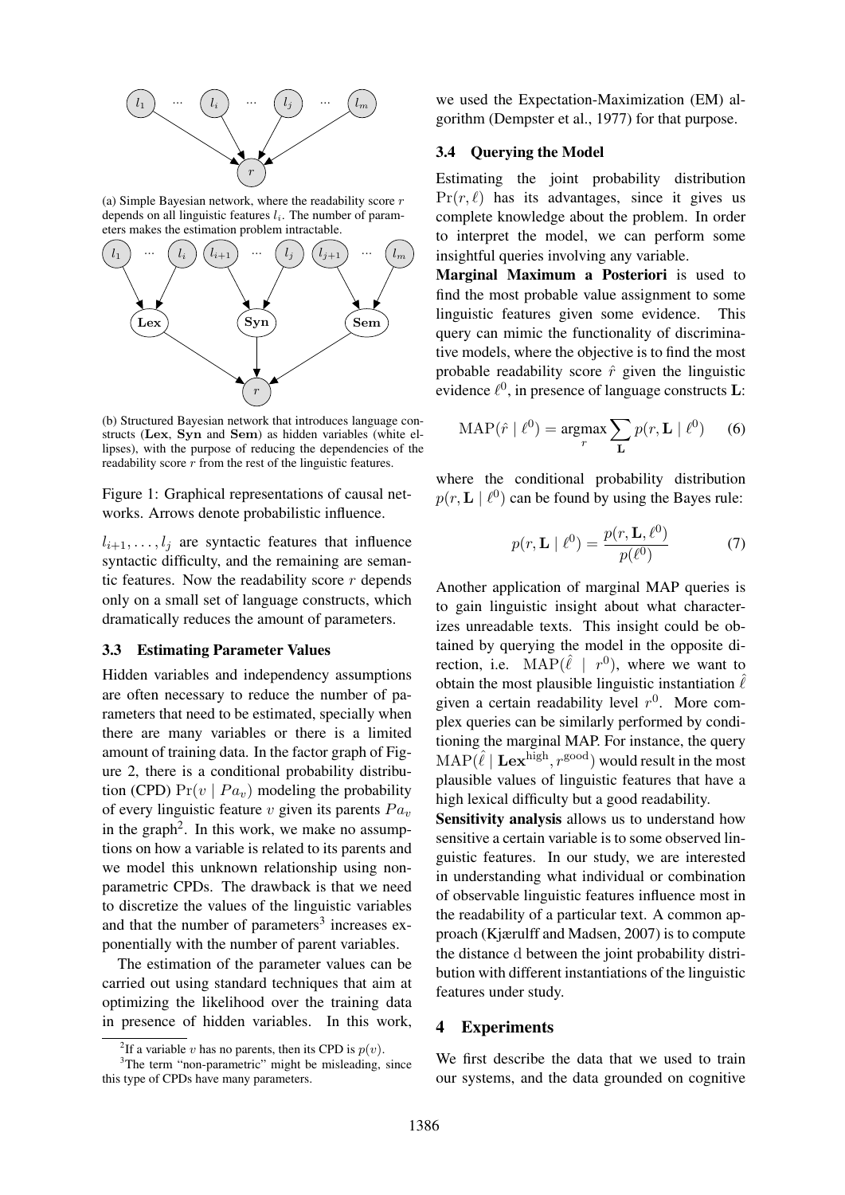(a) Simple Bayesian network, where the readability score $r$ depends on all linguistic features $l_i$. The number of parameters makes the estimation problem intractable.

(b) Structured Bayesian network that introduces language constructs (**Lex**, **Syn** and **Sem**) as hidden variables (white ellipses), with the purpose of reducing the dependencies of the readability score $r$ from the rest of the linguistic features.

Figure 1: Graphical representations of causal networks. Arrows denote probabilistic influence.

$l_{i+1}, \ldots, l_j$ are syntactic features that influence syntactic difficulty, and the remaining are semantic features. Now the readability score $r$ depends only on a small set of language constructs, which dramatically reduces the amount of parameters.

### 3.3 Estimating Parameter Values

Hidden variables and independency assumptions are often necessary to reduce the number of parameters that need to be estimated, specially when there are many variables or there is a limited amount of training data. In the factor graph of Figure 2, there is a conditional probability distribution (CPD) $\Pr(v \mid Pa_v)$ modeling the probability of every linguistic feature $v$ given its parents $Pa_v$ in the graph[2]. In this work, we make no assumptions on how a variable is related to its parents and we model this unknown relationship using non-parametric CPDs. The drawback is that we need to discretize the values of the linguistic variables and that the number of parameters[3] increases exponentially with the number of parent variables.

The estimation of the parameter values can be carried out using standard techniques that aim at optimizing the likelihood over the training data in presence of hidden variables. In this work, we used the Expectation-Maximization (EM) algorithm (Dempster et al., 1977) for that purpose.

[2] If a variable $v$ has no parents, then its CPD is $p(v)$.

[3] The term "non-parametric" might be misleading, since this type of CPDs have many parameters.

### 3.4 Querying the Model

Estimating the joint probability distribution $\Pr(r, \ell)$ has its advantages, since it gives us complete knowledge about the problem. In order to interpret the model, we can perform some insightful queries involving any variable.

**Marginal Maximum a Posteriori** is used to find the most probable value assignment to some linguistic features given some evidence. This query can mimic the functionality of discriminative models, where the objective is to find the most probable readability score $\hat{r}$ given the linguistic evidence $\ell^0$, in presence of language constructs $\mathbf{L}$:

$$\mathrm{MAP}(\hat{r} \mid \ell^0) = \operatorname*{argmax}_r \sum_{\mathbf{L}} p(r, \mathbf{L} \mid \ell^0) \quad (6)$$

where the conditional probability distribution $p(r, \mathbf{L} \mid \ell^0)$ can be found by using the Bayes rule:

$$p(r, \mathbf{L} \mid \ell^0) = \frac{p(r, \mathbf{L}, \ell^0)}{p(\ell^0)} \quad (7)$$

Another application of marginal MAP queries is to gain linguistic insight about what characterizes unreadable texts. This insight could be obtained by querying the model in the opposite direction, i.e. $\mathrm{MAP}(\hat{\ell} \mid r^0)$, where we want to obtain the most plausible linguistic instantiation $\hat{\ell}$ given a certain readability level $r^0$. More complex queries can be similarly performed by conditioning the marginal MAP. For instance, the query $\mathrm{MAP}(\hat{\ell} \mid \mathbf{Lex}^{\mathrm{high}}, r^{\mathrm{good}})$ would result in the most plausible values of linguistic features that have a high lexical difficulty but a good readability.

**Sensitivity analysis** allows us to understand how sensitive a certain variable is to some observed linguistic features. In our study, we are interested in understanding what individual or combination of observable linguistic features influence most in the readability of a particular text. A common approach (Kjærulff and Madsen, 2007) is to compute the distance $\mathrm{d}$ between the joint probability distribution with different instantiations of the linguistic features under study.

## 4 Experiments

We first describe the data that we used to train our systems, and the data grounded on cognitive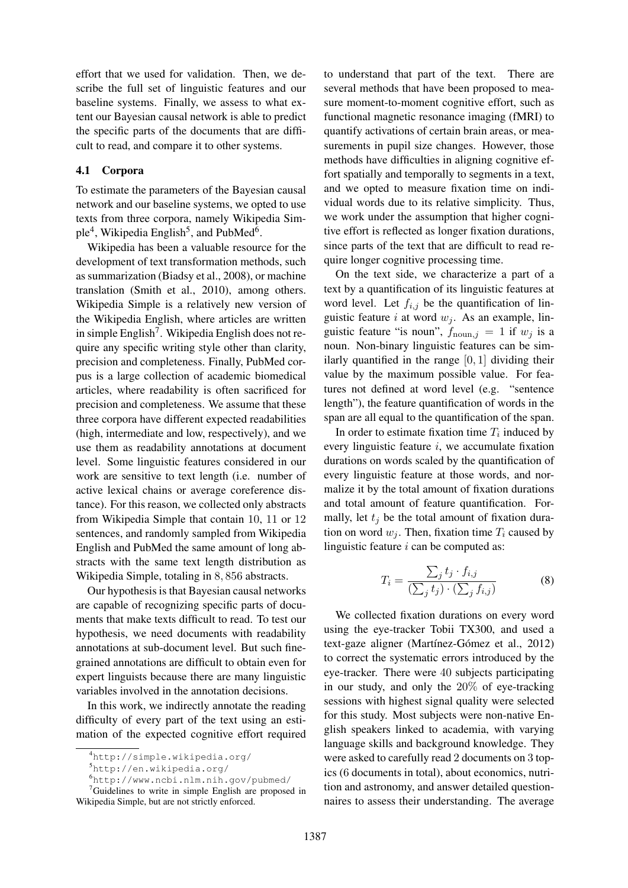effort that we used for validation. Then, we describe the full set of linguistic features and our baseline systems. Finally, we assess to what extent our Bayesian causal network is able to predict the specific parts of the documents that are difficult to read, and compare it to other systems.

### 4.1 Corpora

To estimate the parameters of the Bayesian causal network and our baseline systems, we opted to use texts from three corpora, namely Wikipedia Simple[4], Wikipedia English[5], and PubMed[6].

Wikipedia has been a valuable resource for the development of text transformation methods, such as summarization (Biadsy et al., 2008), or machine translation (Smith et al., 2010), among others. Wikipedia Simple is a relatively new version of the Wikipedia English, where articles are written in simple English[7]. Wikipedia English does not require any specific writing style other than clarity, precision and completeness. Finally, PubMed corpus is a large collection of academic biomedical articles, where readability is often sacrificed for precision and completeness. We assume that these three corpora have different expected readabilities (high, intermediate and low, respectively), and we use them as readability annotations at document level. Some linguistic features considered in our work are sensitive to text length (i.e. number of active lexical chains or average coreference distance). For this reason, we collected only abstracts from Wikipedia Simple that contain $10$, $11$ or $12$ sentences, and randomly sampled from Wikipedia English and PubMed the same amount of long abstracts with the same text length distribution as Wikipedia Simple, totaling in $8,856$ abstracts.

Our hypothesis is that Bayesian causal networks are capable of recognizing specific parts of documents that make texts difficult to read. To test our hypothesis, we need documents with readability annotations at sub-document level. But such fine-grained annotations are difficult to obtain even for expert linguists because there are many linguistic variables involved in the annotation decisions.

In this work, we indirectly annotate the reading difficulty of every part of the text using an estimation of the expected cognitive effort required to understand that part of the text. There are several methods that have been proposed to measure moment-to-moment cognitive effort, such as functional magnetic resonance imaging (fMRI) to quantify activations of certain brain areas, or measurements in pupil size changes. However, those methods have difficulties in aligning cognitive effort spatially and temporally to segments in a text, and we opted to measure fixation time on individual words due to its relative simplicity. Thus, we work under the assumption that higher cognitive effort is reflected as longer fixation durations, since parts of the text that are difficult to read require longer cognitive processing time.

On the text side, we characterize a part of a text by a quantification of its linguistic features at word level. Let $f_{i,j}$ be the quantification of linguistic feature $i$ at word $w_j$. As an example, linguistic feature "is noun", $f_{\text{noun},j} = 1$ if $w_j$ is a noun. Non-binary linguistic features can be similarly quantified in the range $[0, 1]$ dividing their value by the maximum possible value. For features not defined at word level (e.g. "sentence length"), the feature quantification of words in the span are all equal to the quantification of the span.

In order to estimate fixation time $T_i$ induced by every linguistic feature $i$, we accumulate fixation durations on words scaled by the quantification of every linguistic feature at those words, and normalize it by the total amount of fixation durations and total amount of feature quantification. Formally, let $t_j$ be the total amount of fixation duration on word $w_j$. Then, fixation time $T_i$ caused by linguistic feature $i$ can be computed as:

$$T_i = \frac{\sum_j t_j \cdot f_{i,j}}{(\sum_j t_j) \cdot (\sum_j f_{i,j})} \tag{8}$$

We collected fixation durations on every word using the eye-tracker Tobii TX300, and used a text-gaze aligner (Martínez-Gómez et al., 2012) to correct the systematic errors introduced by the eye-tracker. There were $40$ subjects participating in our study, and only the $20\%$ of eye-tracking sessions with highest signal quality were selected for this study. Most subjects were non-native English speakers linked to academia, with varying language skills and background knowledge. They were asked to carefully read 2 documents on 3 topics (6 documents in total), about economics, nutrition and astronomy, and answer detailed questionnaires to assess their understanding. The average

[4] http://simple.wikipedia.org/

[5] http://en.wikipedia.org/

[6] http://www.ncbi.nlm.nih.gov/pubmed/

[7] Guidelines to write in simple English are proposed in Wikipedia Simple, but are not strictly enforced.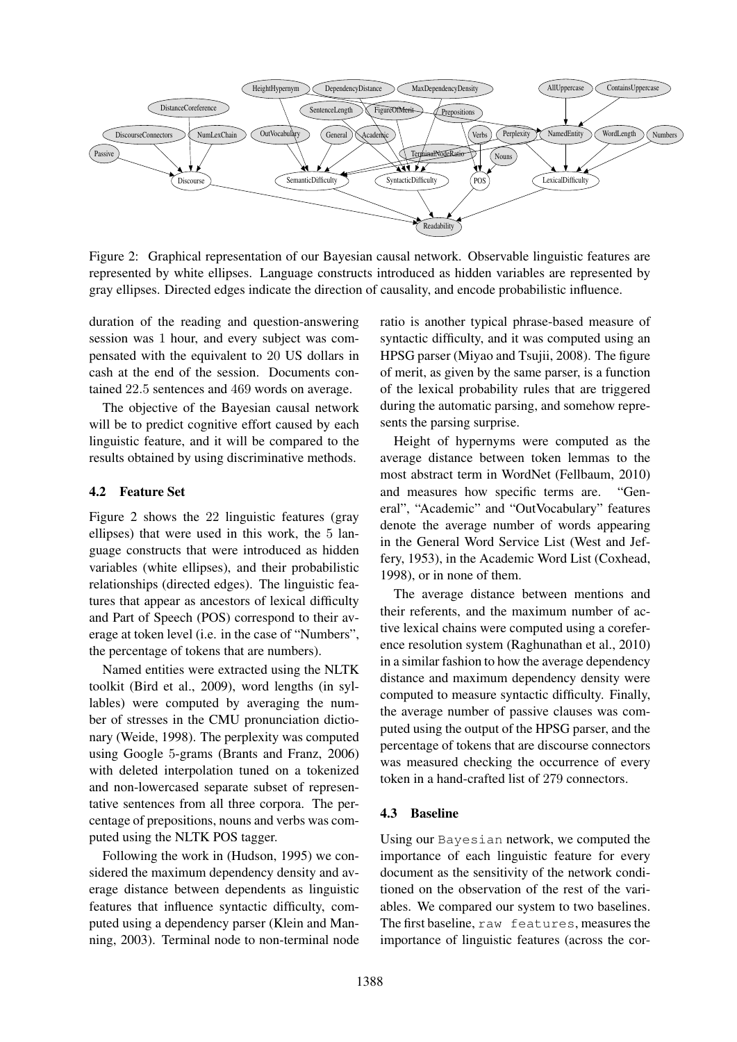Figure 2: Graphical representation of our Bayesian causal network. Observable linguistic features are represented by white ellipses. Language constructs introduced as hidden variables are represented by gray ellipses. Directed edges indicate the direction of causality, and encode probabilistic influence.

duration of the reading and question-answering session was 1 hour, and every subject was compensated with the equivalent to 20 US dollars in cash at the end of the session. Documents contained 22.5 sentences and 469 words on average.

The objective of the Bayesian causal network will be to predict cognitive effort caused by each linguistic feature, and it will be compared to the results obtained by using discriminative methods.

### 4.2 Feature Set

Figure 2 shows the 22 linguistic features (gray ellipses) that were used in this work, the 5 language constructs that were introduced as hidden variables (white ellipses), and their probabilistic relationships (directed edges). The linguistic features that appear as ancestors of lexical difficulty and Part of Speech (POS) correspond to their average at token level (i.e. in the case of "Numbers", the percentage of tokens that are numbers).

Named entities were extracted using the NLTK toolkit (Bird et al., 2009), word lengths (in syllables) were computed by averaging the number of stresses in the CMU pronunciation dictionary (Weide, 1998). The perplexity was computed using Google 5-grams (Brants and Franz, 2006) with deleted interpolation tuned on a tokenized and non-lowercased separate subset of representative sentences from all three corpora. The percentage of prepositions, nouns and verbs was computed using the NLTK POS tagger.

Following the work in (Hudson, 1995) we considered the maximum dependency density and average distance between dependents as linguistic features that influence syntactic difficulty, computed using a dependency parser (Klein and Manning, 2003). Terminal node to non-terminal node ratio is another typical phrase-based measure of syntactic difficulty, and it was computed using an HPSG parser (Miyao and Tsujii, 2008). The figure of merit, as given by the same parser, is a function of the lexical probability rules that are triggered during the automatic parsing, and somehow represents the parsing surprise.

Height of hypernyms were computed as the average distance between token lemmas to the most abstract term in WordNet (Fellbaum, 2010) and measures how specific terms are. "General", "Academic" and "OutVocabulary" features denote the average number of words appearing in the General Word Service List (West and Jeffery, 1953), in the Academic Word List (Coxhead, 1998), or in none of them.

The average distance between mentions and their referents, and the maximum number of active lexical chains were computed using a coreference resolution system (Raghunathan et al., 2010) in a similar fashion to how the average dependency distance and maximum dependency density were computed to measure syntactic difficulty. Finally, the average number of passive clauses was computed using the output of the HPSG parser, and the percentage of tokens that are discourse connectors was measured checking the occurrence of every token in a hand-crafted list of 279 connectors.

### 4.3 Baseline

Using our `Bayesian` network, we computed the importance of each linguistic feature for every document as the sensitivity of the network conditioned on the observation of the rest of the variables. We compared our system to two baselines. The first baseline, `raw features`, measures the importance of linguistic features (across the cor-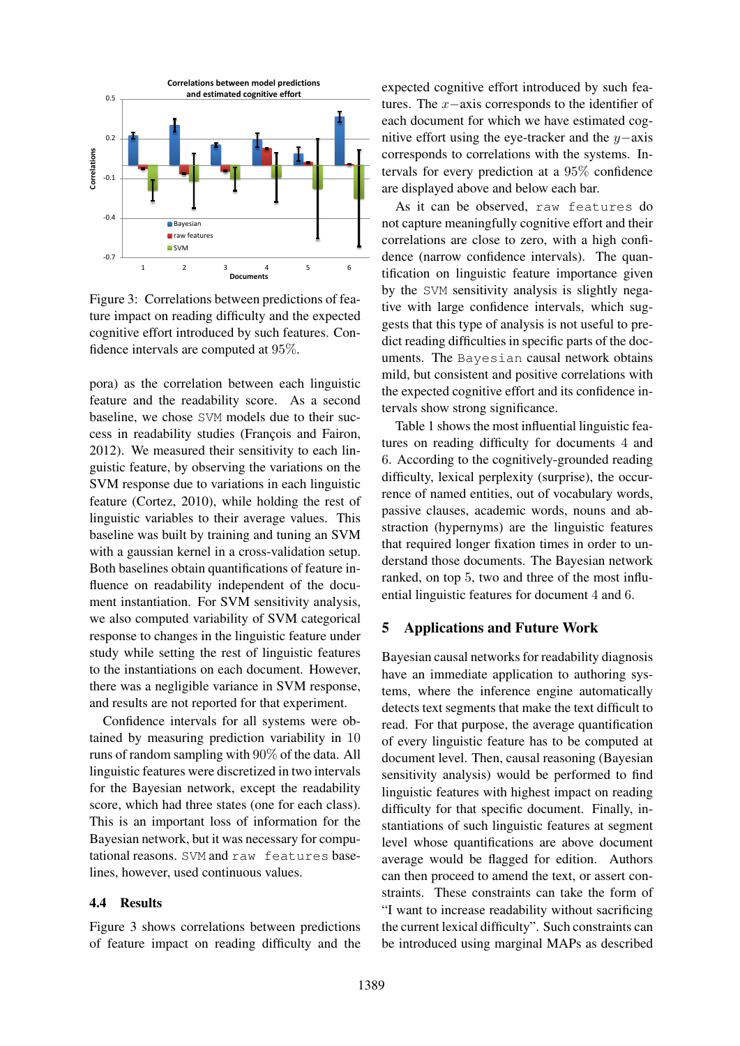Figure 3: Correlations between predictions of feature impact on reading difficulty and the expected cognitive effort introduced by such features. Confidence intervals are computed at 95%.

pora) as the correlation between each linguistic feature and the readability score. As a second baseline, we chose SVM models due to their success in readability studies (François and Fairon, 2012). We measured their sensitivity to each linguistic feature, by observing the variations on the SVM response due to variations in each linguistic feature (Cortez, 2010), while holding the rest of linguistic variables to their average values. This baseline was built by training and tuning an SVM with a gaussian kernel in a cross-validation setup. Both baselines obtain quantifications of feature influence on readability independent of the document instantiation. For SVM sensitivity analysis, we also computed variability of SVM categorical response to changes in the linguistic feature under study while setting the rest of linguistic features to the instantiations on each document. However, there was a negligible variance in SVM response, and results are not reported for that experiment.

Confidence intervals for all systems were obtained by measuring prediction variability in 10 runs of random sampling with 90% of the data. All linguistic features were discretized in two intervals for the Bayesian network, except the readability score, which had three states (one for each class). This is an important loss of information for the Bayesian network, but it was necessary for computational reasons. SVM and raw features baselines, however, used continuous values.

### 4.4 Results

Figure 3 shows correlations between predictions of feature impact on reading difficulty and the expected cognitive effort introduced by such features. The $x-$axis corresponds to the identifier of each document for which we have estimated cognitive effort using the eye-tracker and the $y-$axis corresponds to correlations with the systems. Intervals for every prediction at a 95% confidence are displayed above and below each bar.

As it can be observed, raw features do not capture meaningfully cognitive effort and their correlations are close to zero, with a high confidence (narrow confidence intervals). The quantification on linguistic feature importance given by the SVM sensitivity analysis is slightly negative with large confidence intervals, which suggests that this type of analysis is not useful to predict reading difficulties in specific parts of the documents. The Bayesian causal network obtains mild, but consistent and positive correlations with the expected cognitive effort and its confidence intervals show strong significance.

Table 1 shows the most influential linguistic features on reading difficulty for documents 4 and 6. According to the cognitively-grounded reading difficulty, lexical perplexity (surprise), the occurrence of named entities, out of vocabulary words, passive clauses, academic words, nouns and abstraction (hypernyms) are the linguistic features that required longer fixation times in order to understand those documents. The Bayesian network ranked, on top 5, two and three of the most influential linguistic features for document 4 and 6.

## 5 Applications and Future Work

Bayesian causal networks for readability diagnosis have an immediate application to authoring systems, where the inference engine automatically detects text segments that make the text difficult to read. For that purpose, the average quantification of every linguistic feature has to be computed at document level. Then, causal reasoning (Bayesian sensitivity analysis) would be performed to find linguistic features with highest impact on reading difficulty for that specific document. Finally, instantiations of such linguistic features at segment level whose quantifications are above document average would be flagged for edition. Authors can then proceed to amend the text, or assert constraints. These constraints can take the form of "I want to increase readability without sacrificing the current lexical difficulty". Such constraints can be introduced using marginal MAPs as described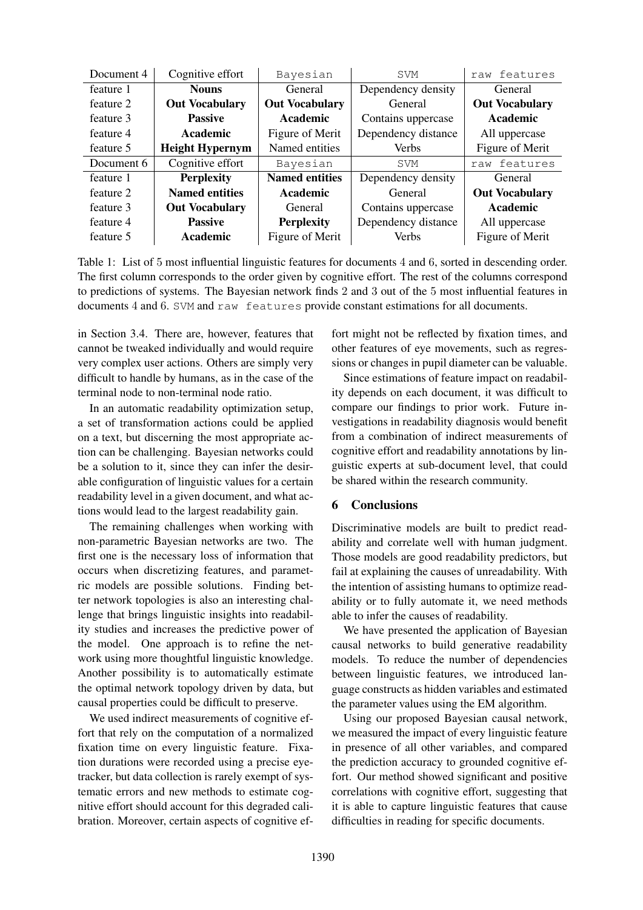| Document 4 | Cognitive effort | `Bayesian` | `SVM` | `raw features` |
|---|---|---|---|---|
| feature 1 | **Nouns** | General | Dependency density | General |
| feature 2 | **Out Vocabulary** | **Out Vocabulary** | General | **Out Vocabulary** |
| feature 3 | **Passive** | **Academic** | Contains uppercase | **Academic** |
| feature 4 | **Academic** | Figure of Merit | Dependency distance | All uppercase |
| feature 5 | **Height Hypernym** | Named entities | Verbs | Figure of Merit |
| Document 6 | Cognitive effort | `Bayesian` | `SVM` | `raw features` |
| feature 1 | **Perplexity** | **Named entities** | Dependency density | General |
| feature 2 | **Named entities** | **Academic** | General | **Out Vocabulary** |
| feature 3 | **Out Vocabulary** | General | Contains uppercase | **Academic** |
| feature 4 | **Passive** | **Perplexity** | Dependency distance | All uppercase |
| feature 5 | **Academic** | Figure of Merit | Verbs | Figure of Merit |

Table 1: List of 5 most influential linguistic features for documents 4 and 6, sorted in descending order. The first column corresponds to the order given by cognitive effort. The rest of the columns correspond to predictions of systems. The Bayesian network finds 2 and 3 out of the 5 most influential features in documents 4 and 6. `SVM` and `raw features` provide constant estimations for all documents.

in Section 3.4. There are, however, features that cannot be tweaked individually and would require very complex user actions. Others are simply very difficult to handle by humans, as in the case of the terminal node to non-terminal node ratio.

In an automatic readability optimization setup, a set of transformation actions could be applied on a text, but discerning the most appropriate action can be challenging. Bayesian networks could be a solution to it, since they can infer the desirable configuration of linguistic values for a certain readability level in a given document, and what actions would lead to the largest readability gain.

The remaining challenges when working with non-parametric Bayesian networks are two. The first one is the necessary loss of information that occurs when discretizing features, and parametric models are possible solutions. Finding better network topologies is also an interesting challenge that brings linguistic insights into readability studies and increases the predictive power of the model. One approach is to refine the network using more thoughtful linguistic knowledge. Another possibility is to automatically estimate the optimal network topology driven by data, but causal properties could be difficult to preserve.

We used indirect measurements of cognitive effort that rely on the computation of a normalized fixation time on every linguistic feature. Fixation durations were recorded using a precise eye-tracker, but data collection is rarely exempt of systematic errors and new methods to estimate cognitive effort should account for this degraded calibration. Moreover, certain aspects of cognitive effort might not be reflected by fixation times, and other features of eye movements, such as regressions or changes in pupil diameter can be valuable.

Since estimations of feature impact on readability depends on each document, it was difficult to compare our findings to prior work. Future investigations in readability diagnosis would benefit from a combination of indirect measurements of cognitive effort and readability annotations by linguistic experts at sub-document level, that could be shared within the research community.

## 6 Conclusions

Discriminative models are built to predict readability and correlate well with human judgment. Those models are good readability predictors, but fail at explaining the causes of unreadability. With the intention of assisting humans to optimize readability or to fully automate it, we need methods able to infer the causes of readability.

We have presented the application of Bayesian causal networks to build generative readability models. To reduce the number of dependencies between linguistic features, we introduced language constructs as hidden variables and estimated the parameter values using the EM algorithm.

Using our proposed Bayesian causal network, we measured the impact of every linguistic feature in presence of all other variables, and compared the prediction accuracy to grounded cognitive effort. Our method showed significant and positive correlations with cognitive effort, suggesting that it is able to capture linguistic features that cause difficulties in reading for specific documents.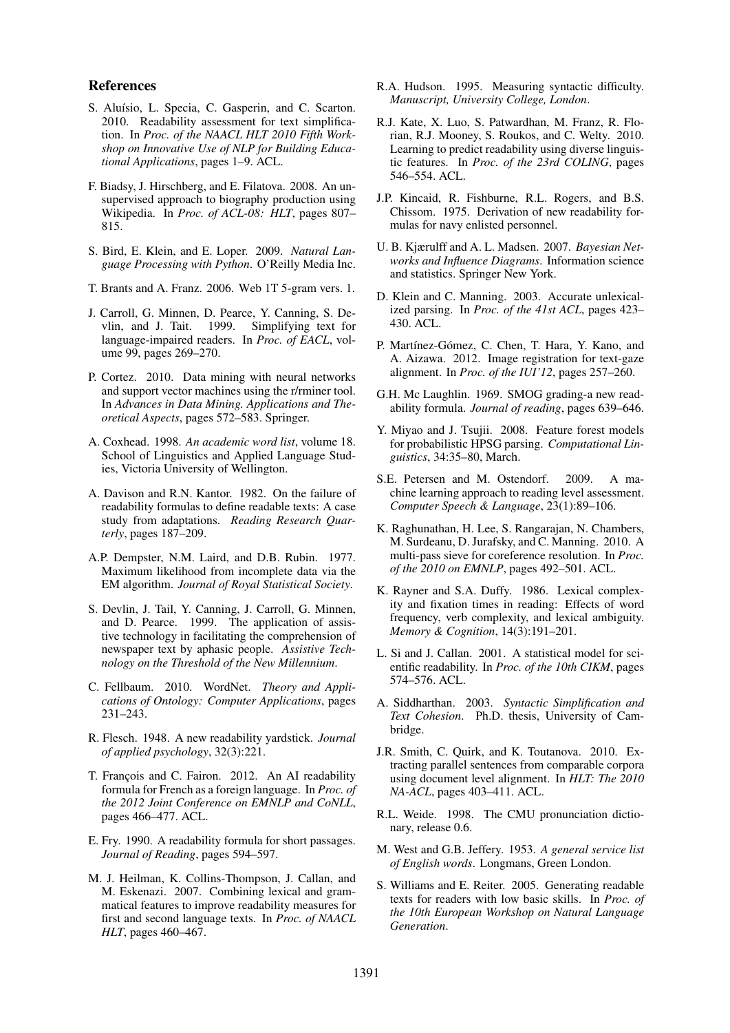## References

S. Aluísio, L. Specia, C. Gasperin, and C. Scarton. 2010. Readability assessment for text simplification. In *Proc. of the NAACL HLT 2010 Fifth Workshop on Innovative Use of NLP for Building Educational Applications*, pages 1–9. ACL.

F. Biadsy, J. Hirschberg, and E. Filatova. 2008. An unsupervised approach to biography production using Wikipedia. In *Proc. of ACL-08: HLT*, pages 807–815.

S. Bird, E. Klein, and E. Loper. 2009. *Natural Language Processing with Python*. O'Reilly Media Inc.

T. Brants and A. Franz. 2006. Web 1T 5-gram vers. 1.

J. Carroll, G. Minnen, D. Pearce, Y. Canning, S. Devlin, and J. Tait. 1999. Simplifying text for language-impaired readers. In *Proc. of EACL*, volume 99, pages 269–270.

P. Cortez. 2010. Data mining with neural networks and support vector machines using the r/rminer tool. In *Advances in Data Mining. Applications and Theoretical Aspects*, pages 572–583. Springer.

A. Coxhead. 1998. *An academic word list*, volume 18. School of Linguistics and Applied Language Studies, Victoria University of Wellington.

A. Davison and R.N. Kantor. 1982. On the failure of readability formulas to define readable texts: A case study from adaptations. *Reading Research Quarterly*, pages 187–209.

A.P. Dempster, N.M. Laird, and D.B. Rubin. 1977. Maximum likelihood from incomplete data via the EM algorithm. *Journal of Royal Statistical Society*.

S. Devlin, J. Tail, Y. Canning, J. Carroll, G. Minnen, and D. Pearce. 1999. The application of assistive technology in facilitating the comprehension of newspaper text by aphasic people. *Assistive Technology on the Threshold of the New Millennium*.

C. Fellbaum. 2010. WordNet. *Theory and Applications of Ontology: Computer Applications*, pages 231–243.

R. Flesch. 1948. A new readability yardstick. *Journal of applied psychology*, 32(3):221.

T. François and C. Fairon. 2012. An AI readability formula for French as a foreign language. In *Proc. of the 2012 Joint Conference on EMNLP and CoNLL*, pages 466–477. ACL.

E. Fry. 1990. A readability formula for short passages. *Journal of Reading*, pages 594–597.

M. J. Heilman, K. Collins-Thompson, J. Callan, and M. Eskenazi. 2007. Combining lexical and grammatical features to improve readability measures for first and second language texts. In *Proc. of NAACL HLT*, pages 460–467.

R.A. Hudson. 1995. Measuring syntactic difficulty. *Manuscript, University College, London*.

R.J. Kate, X. Luo, S. Patwardhan, M. Franz, R. Florian, R.J. Mooney, S. Roukos, and C. Welty. 2010. Learning to predict readability using diverse linguistic features. In *Proc. of the 23rd COLING*, pages 546–554. ACL.

J.P. Kincaid, R. Fishburne, R.L. Rogers, and B.S. Chissom. 1975. Derivation of new readability formulas for navy enlisted personnel.

U. B. Kjærulff and A. L. Madsen. 2007. *Bayesian Networks and Influence Diagrams*. Information science and statistics. Springer New York.

D. Klein and C. Manning. 2003. Accurate unlexicalized parsing. In *Proc. of the 41st ACL*, pages 423–430. ACL.

P. Martínez-Gómez, C. Chen, T. Hara, Y. Kano, and A. Aizawa. 2012. Image registration for text-gaze alignment. In *Proc. of the IUI'12*, pages 257–260.

G.H. Mc Laughlin. 1969. SMOG grading-a new readability formula. *Journal of reading*, pages 639–646.

Y. Miyao and J. Tsujii. 2008. Feature forest models for probabilistic HPSG parsing. *Computational Linguistics*, 34:35–80, March.

S.E. Petersen and M. Ostendorf. 2009. A machine learning approach to reading level assessment. *Computer Speech & Language*, 23(1):89–106.

K. Raghunathan, H. Lee, S. Rangarajan, N. Chambers, M. Surdeanu, D. Jurafsky, and C. Manning. 2010. A multi-pass sieve for coreference resolution. In *Proc. of the 2010 on EMNLP*, pages 492–501. ACL.

K. Rayner and S.A. Duffy. 1986. Lexical complexity and fixation times in reading: Effects of word frequency, verb complexity, and lexical ambiguity. *Memory & Cognition*, 14(3):191–201.

L. Si and J. Callan. 2001. A statistical model for scientific readability. In *Proc. of the 10th CIKM*, pages 574–576. ACL.

A. Siddharthan. 2003. *Syntactic Simplification and Text Cohesion*. Ph.D. thesis, University of Cambridge.

J.R. Smith, C. Quirk, and K. Toutanova. 2010. Extracting parallel sentences from comparable corpora using document level alignment. In *HLT: The 2010 NA-ACL*, pages 403–411. ACL.

R.L. Weide. 1998. The CMU pronunciation dictionary, release 0.6.

M. West and G.B. Jeffery. 1953. *A general service list of English words*. Longmans, Green London.

S. Williams and E. Reiter. 2005. Generating readable texts for readers with low basic skills. In *Proc. of the 10th European Workshop on Natural Language Generation*.